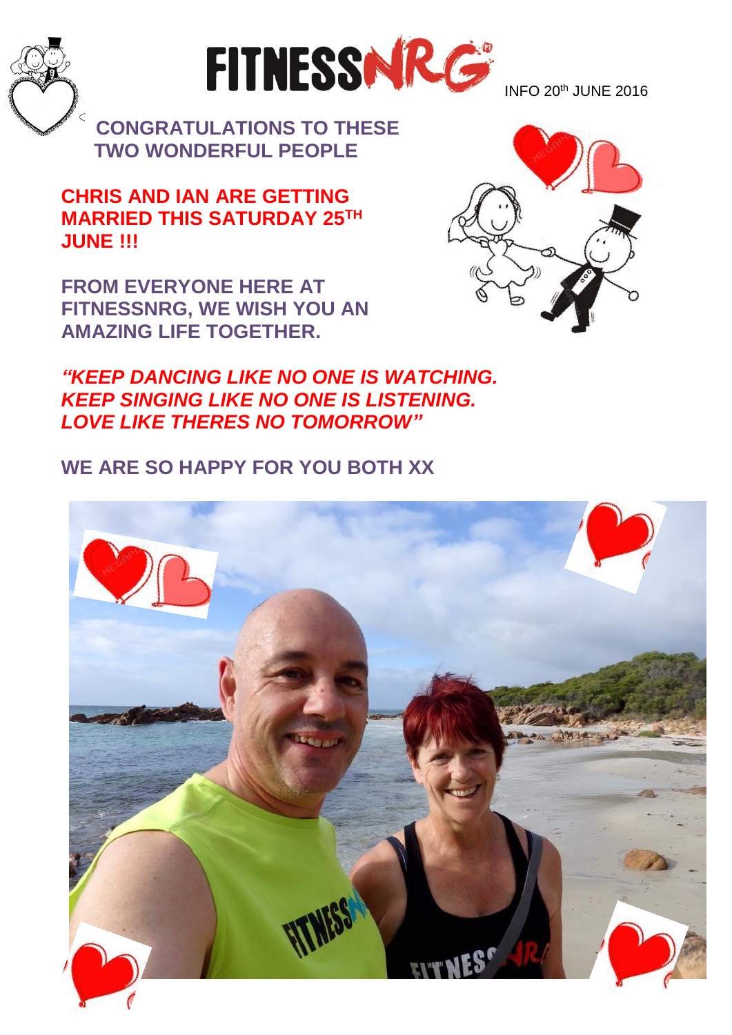# FITNESSNRG

INFO 20th JUNE 2016

## CONGRATULATIONS TO THESE TWO WONDERFUL PEOPLE

**CHRIS AND IAN ARE GETTING MARRIED THIS SATURDAY 25TH JUNE !!!**

**FROM EVERYONE HERE AT FITNESSNRG, WE WISH YOU AN AMAZING LIFE TOGETHER.**

***"KEEP DANCING LIKE NO ONE IS WATCHING. KEEP SINGING LIKE NO ONE IS LISTENING. LOVE LIKE THERES NO TOMORROW"***

**WE ARE SO HAPPY FOR YOU BOTH XX**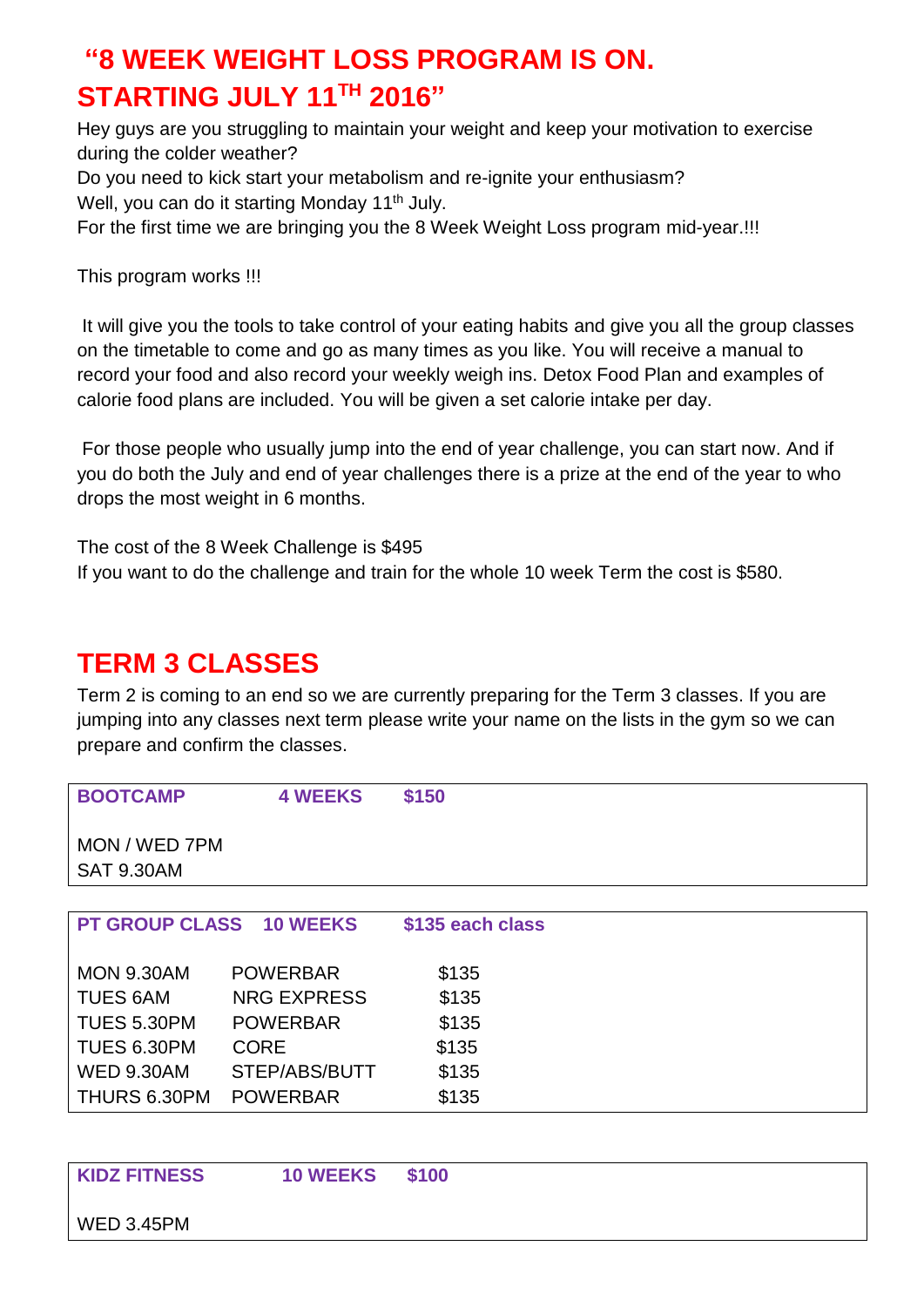## "8 WEEK WEIGHT LOSS PROGRAM IS ON. STARTING JULY 11TH 2016"

Hey guys are you struggling to maintain your weight and keep your motivation to exercise during the colder weather?
Do you need to kick start your metabolism and re-ignite your enthusiasm?
Well, you can do it starting Monday 11th July.
For the first time we are bringing you the 8 Week Weight Loss program mid-year.!!!

This program works !!!

It will give you the tools to take control of your eating habits and give you all the group classes on the timetable to come and go as many times as you like. You will receive a manual to record your food and also record your weekly weigh ins. Detox Food Plan and examples of calorie food plans are included. You will be given a set calorie intake per day.

For those people who usually jump into the end of year challenge, you can start now. And if you do both the July and end of year challenges there is a prize at the end of the year to who drops the most weight in 6 months.

The cost of the 8 Week Challenge is $495
If you want to do the challenge and train for the whole 10 week Term the cost is $580.

## TERM 3 CLASSES

Term 2 is coming to an end so we are currently preparing for the Term 3 classes. If you are jumping into any classes next term please write your name on the lists in the gym so we can prepare and confirm the classes.

| **BOOTCAMP** | **4 WEEKS** | **$150** |
|---|---|---|
| MON / WED 7PM | | |
| SAT 9.30AM | | |

| **PT GROUP CLASS** | **10 WEEKS** | **$135 each class** |
|---|---|---|
| MON 9.30AM | POWERBAR | $135 |
| TUES 6AM | NRG EXPRESS | $135 |
| TUES 5.30PM | POWERBAR | $135 |
| TUES 6.30PM | CORE | $135 |
| WED 9.30AM | STEP/ABS/BUTT | $135 |
| THURS 6.30PM | POWERBAR | $135 |

| **KIDZ FITNESS** | **10 WEEKS** | **$100** |
|---|---|---|
| WED 3.45PM | | |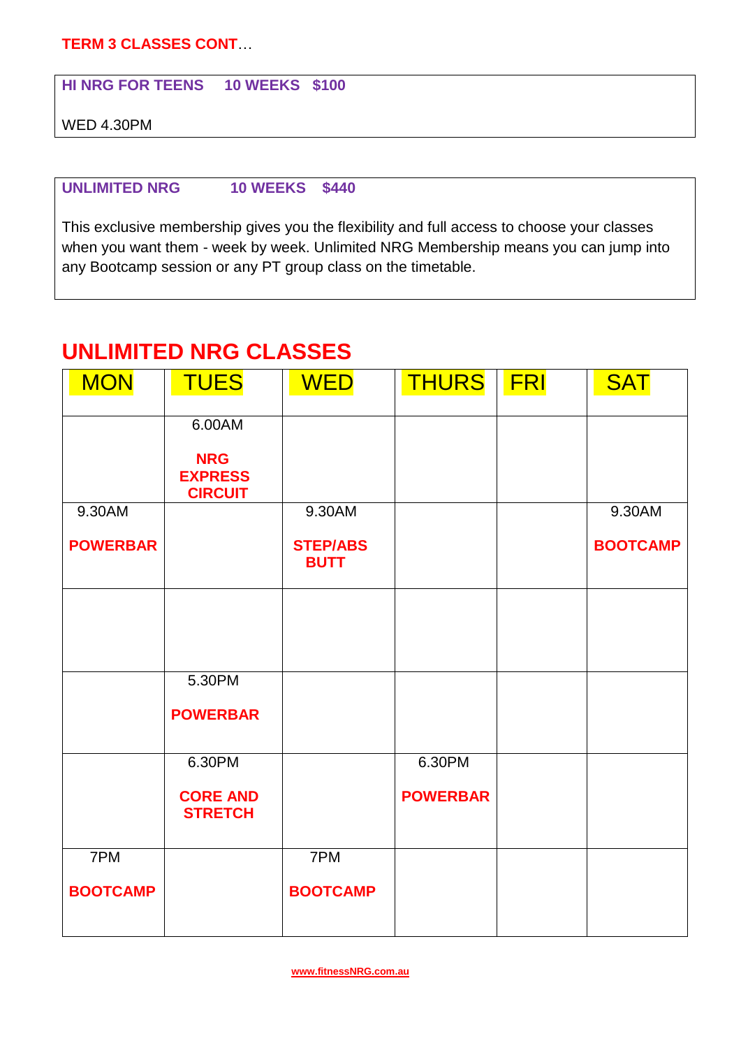**TERM 3 CLASSES CONT**…

**HI NRG FOR TEENS    10 WEEKS   $100**

WED 4.30PM

**UNLIMITED NRG    10 WEEKS   $440**

This exclusive membership gives you the flexibility and full access to choose your classes when you want them - week by week. Unlimited NRG Membership means you can jump into any Bootcamp session or any PT group class on the timetable.

## UNLIMITED NRG CLASSES

| MON | TUES | WED | THURS | FRI | SAT |
|---|---|---|---|---|---|
| | 6.00AM<br>**NRG EXPRESS CIRCUIT** | | | | |
| 9.30AM<br>**POWERBAR** | | 9.30AM<br>**STEP/ABS BUTT** | | | 9.30AM<br>**BOOTCAMP** |
| | | | | | |
| | 5.30PM<br>**POWERBAR** | | | | |
| | 6.30PM<br>**CORE AND STRETCH** | | 6.30PM<br>**POWERBAR** | | |
| 7PM<br>**BOOTCAMP** | | 7PM<br>**BOOTCAMP** | | | |

www.fitnessNRG.com.au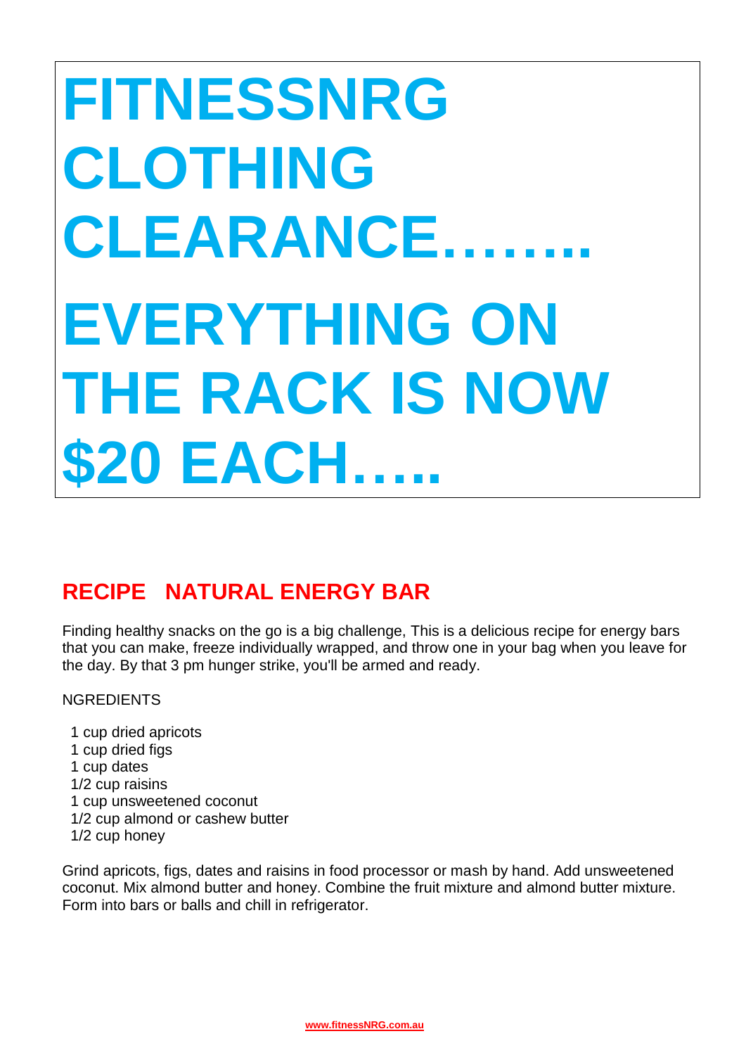# FITNESSNRG CLOTHING CLEARANCE……..

# EVERYTHING ON THE RACK IS NOW $20 EACH…..

## RECIPE   NATURAL ENERGY BAR

Finding healthy snacks on the go is a big challenge, This is a delicious recipe for energy bars that you can make, freeze individually wrapped, and throw one in your bag when you leave for the day. By that 3 pm hunger strike, you'll be armed and ready.

NGREDIENTS

1 cup dried apricots
1 cup dried figs
1 cup dates
1/2 cup raisins
1 cup unsweetened coconut
1/2 cup almond or cashew butter
1/2 cup honey

Grind apricots, figs, dates and raisins in food processor or mash by hand. Add unsweetened coconut. Mix almond butter and honey. Combine the fruit mixture and almond butter mixture. Form into bars or balls and chill in refrigerator.

www.fitnessNRG.com.au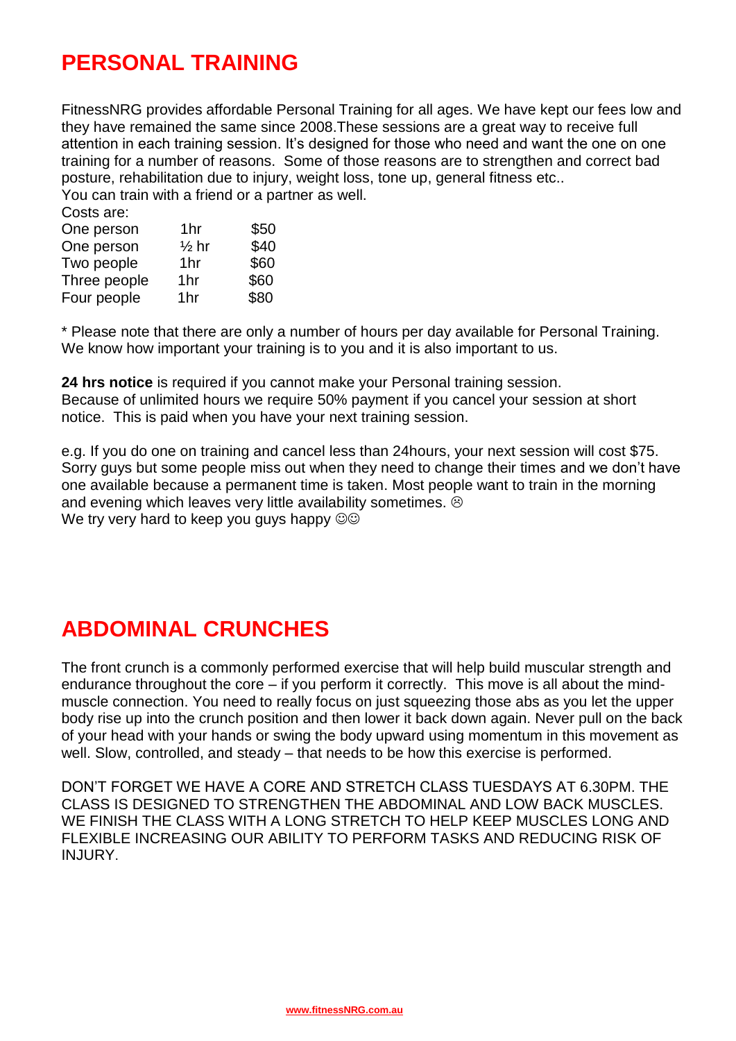# PERSONAL TRAINING

FitnessNRG provides affordable Personal Training for all ages. We have kept our fees low and they have remained the same since 2008.These sessions are a great way to receive full attention in each training session. It's designed for those who need and want the one on one training for a number of reasons. Some of those reasons are to strengthen and correct bad posture, rehabilitation due to injury, weight loss, tone up, general fitness etc..
You can train with a friend or a partner as well.

Costs are:

| | | |
|---|---|---|
| One person | 1hr | $50 |
| One person | ½ hr | $40 |
| Two people | 1hr | $60 |
| Three people | 1hr | $60 |
| Four people | 1hr | $80 |

* Please note that there are only a number of hours per day available for Personal Training. We know how important your training is to you and it is also important to us.

**24 hrs notice** is required if you cannot make your Personal training session.
Because of unlimited hours we require 50% payment if you cancel your session at short notice. This is paid when you have your next training session.

e.g. If you do one on training and cancel less than 24hours, your next session will cost $75. Sorry guys but some people miss out when they need to change their times and we don't have one available because a permanent time is taken. Most people want to train in the morning and evening which leaves very little availability sometimes. ☹
We try very hard to keep you guys happy ☺☺

# ABDOMINAL CRUNCHES

The front crunch is a commonly performed exercise that will help build muscular strength and endurance throughout the core – if you perform it correctly. This move is all about the mind-muscle connection. You need to really focus on just squeezing those abs as you let the upper body rise up into the crunch position and then lower it back down again. Never pull on the back of your head with your hands or swing the body upward using momentum in this movement as well. Slow, controlled, and steady – that needs to be how this exercise is performed.

DON'T FORGET WE HAVE A CORE AND STRETCH CLASS TUESDAYS AT 6.30PM. THE CLASS IS DESIGNED TO STRENGTHEN THE ABDOMINAL AND LOW BACK MUSCLES. WE FINISH THE CLASS WITH A LONG STRETCH TO HELP KEEP MUSCLES LONG AND FLEXIBLE INCREASING OUR ABILITY TO PERFORM TASKS AND REDUCING RISK OF INJURY.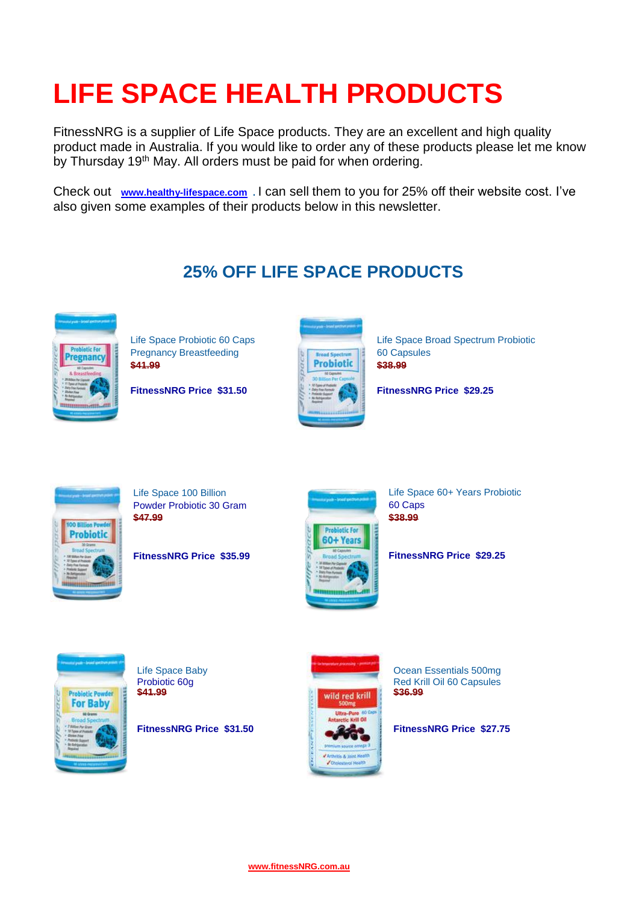# LIFE SPACE HEALTH PRODUCTS

FitnessNRG is a supplier of Life Space products. They are an excellent and high quality product made in Australia. If you would like to order any of these products please let me know by Thursday 19th May. All orders must be paid for when ordering.

Check out **www.healthy-lifespace.com** . I can sell them to you for 25% off their website cost. I've also given some examples of their products below in this newsletter.

## 25% OFF LIFE SPACE PRODUCTS

Life Space Probiotic 60 Caps Pregnancy Breastfeeding
~~$41.99~~

**FitnessNRG Price $31.50**

Life Space Broad Spectrum Probiotic 60 Capsules
~~$38.99~~

**FitnessNRG Price $29.25**

Life Space 100 Billion Powder Probiotic 30 Gram
~~$47.99~~

**FitnessNRG Price $35.99**

Life Space 60+ Years Probiotic 60 Caps
~~$38.99~~

**FitnessNRG Price $29.25**

Life Space Baby Probiotic 60g
~~$41.99~~

**FitnessNRG Price $31.50**

Ocean Essentials 500mg Red Krill Oil 60 Capsules
~~$36.99~~

**FitnessNRG Price $27.75**

www.fitnessNRG.com.au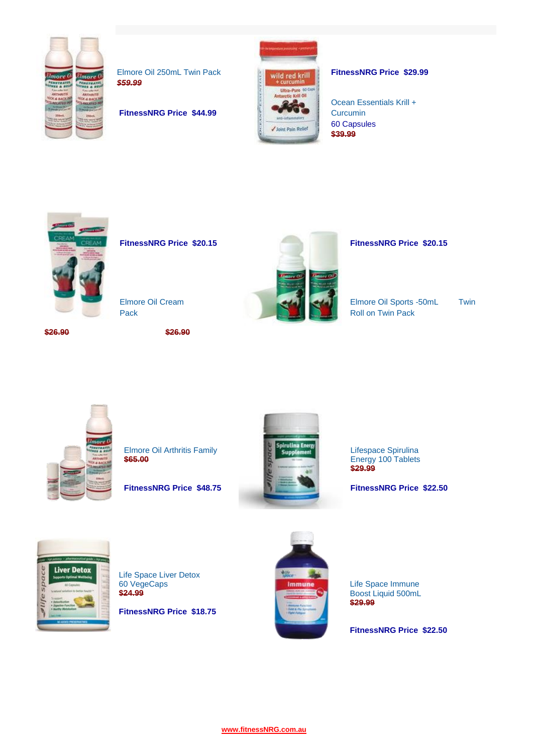Elmore Oil 250mL Twin Pack
~~*$59.99*~~

**FitnessNRG Price $44.99**

**FitnessNRG Price $29.99**

Ocean Essentials Krill + Curcumin
60 Capsules
~~$39.99~~

**FitnessNRG Price $20.15**

Elmore Oil Cream Twin Pack

~~$26.90~~

**FitnessNRG Price $20.15**

Elmore Oil Sports -50mL Roll on Twin Pack

~~$26.90~~

Elmore Oil Arthritis Family
~~$65.00~~

**FitnessNRG Price $48.75**

Lifespace Spirulina Energy 100 Tablets
~~$29.99~~

**FitnessNRG Price $22.50**

Life Space Liver Detox 60 VegeCaps
~~$24.99~~

**FitnessNRG Price $18.75**

Life Space Immune Boost Liquid 500mL
~~$29.99~~

**FitnessNRG Price $22.50**

www.fitnessNRG.com.au